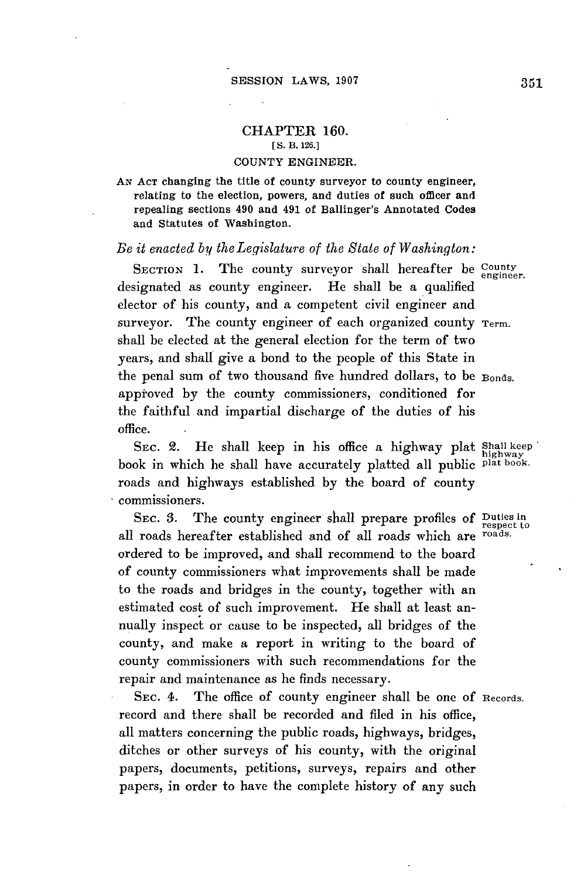## CHAPTER 160.

[S. B. 126.]

### COUNTY ENGINEER.

AN ACT changing the title of county surveyor to county engineer, relating to the election, powers, and duties of such officer and repealing sections 490 and 491 of Ballinger's Annotated Codes and Statutes of Washington.

*Be it enacted by the Legislature of the State of Washington:*

SECTION 1. The county surveyor shall hereafter be designated as county engineer. He shall be a qualified elector of his county, and a competent civil engineer and surveyor. The county engineer of each organized county shall be elected at the general election for the term of two years, and shall give a bond to the people of this State in the penal sum of two thousand five hundred dollars, to be approved by the county commissioners, conditioned for the faithful and impartial discharge of the duties of his office.

County engineer.

Term.

Bonds.

SEC. 2. He shall keep in his office a highway plat book in which he shall have accurately platted all public roads and highways established by the board of county commissioners.

Shall keep highway plat book.

SEC. 3. The county engineer shall prepare profiles of all roads hereafter established and of all roads which are ordered to be improved, and shall recommend to the board of county commissioners what improvements shall be made to the roads and bridges in the county, together with an estimated cost of such improvement. He shall at least annually inspect or cause to be inspected, all bridges of the county, and make a report in writing to the board of county commissioners with such recommendations for the repair and maintenance as he finds necessary.

Duties in respect to roads.

SEC. 4. The office of county engineer shall be one of record and there shall be recorded and filed in his office, all matters concerning the public roads, highways, bridges, ditches or other surveys of his county, with the original papers, documents, petitions, surveys, repairs and other papers, in order to have the complete history of any such

Records.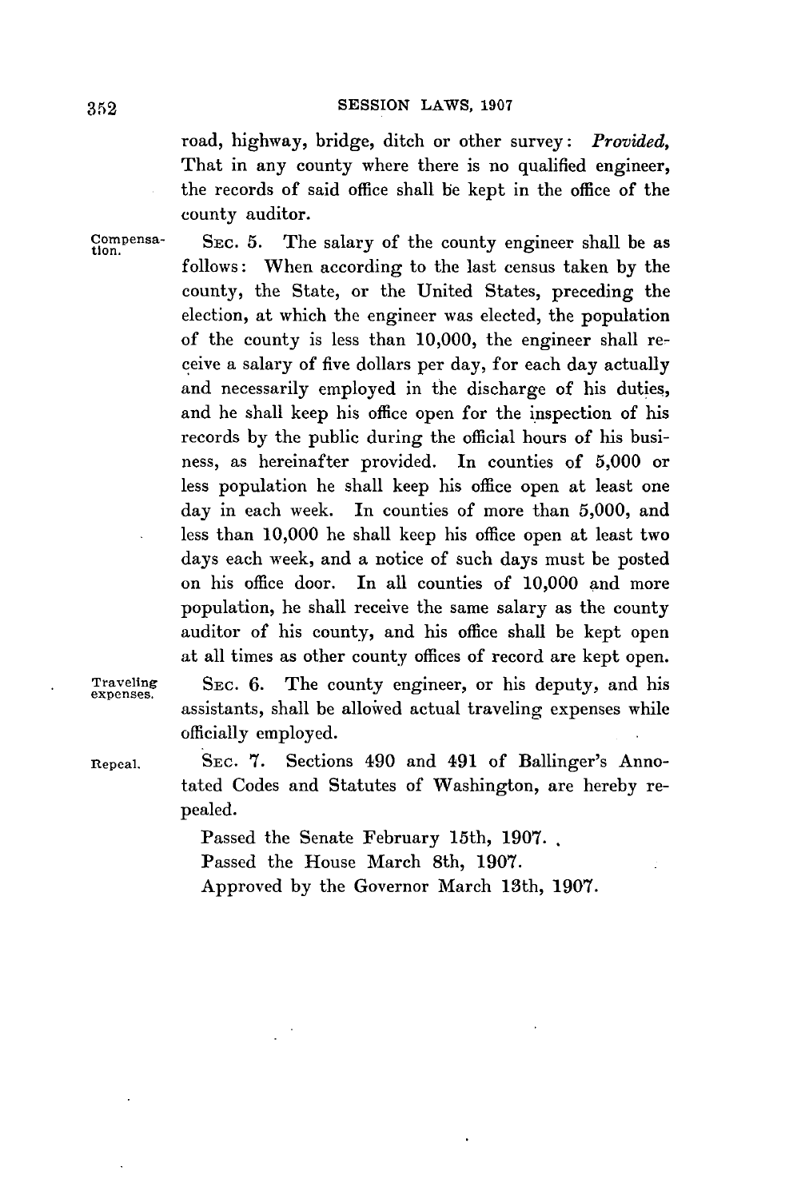road, highway, bridge, ditch or other survey: *Provided*, That in any county where there is no qualified engineer, the records of said office shall be kept in the office of the county auditor.

Compensation.

SEC. 5. The salary of the county engineer shall be as follows: When according to the last census taken by the county, the State, or the United States, preceding the election, at which the engineer was elected, the population of the county is less than 10,000, the engineer shall receive a salary of five dollars per day, for each day actually and necessarily employed in the discharge of his duties, and he shall keep his office open for the inspection of his records by the public during the official hours of his business, as hereinafter provided. In counties of 5,000 or less population he shall keep his office open at least one day in each week. In counties of more than 5,000, and less than 10,000 he shall keep his office open at least two days each week, and a notice of such days must be posted on his office door. In all counties of 10,000 and more population, he shall receive the same salary as the county auditor of his county, and his office shall be kept open at all times as other county offices of record are kept open.

Traveling expenses.

SEC. 6. The county engineer, or his deputy, and his assistants, shall be allowed actual traveling expenses while officially employed.

Repeal.

SEC. 7. Sections 490 and 491 of Ballinger's Annotated Codes and Statutes of Washington, are hereby repealed.

Passed the Senate February 15th, 1907.

Passed the House March 8th, 1907.

Approved by the Governor March 13th, 1907.